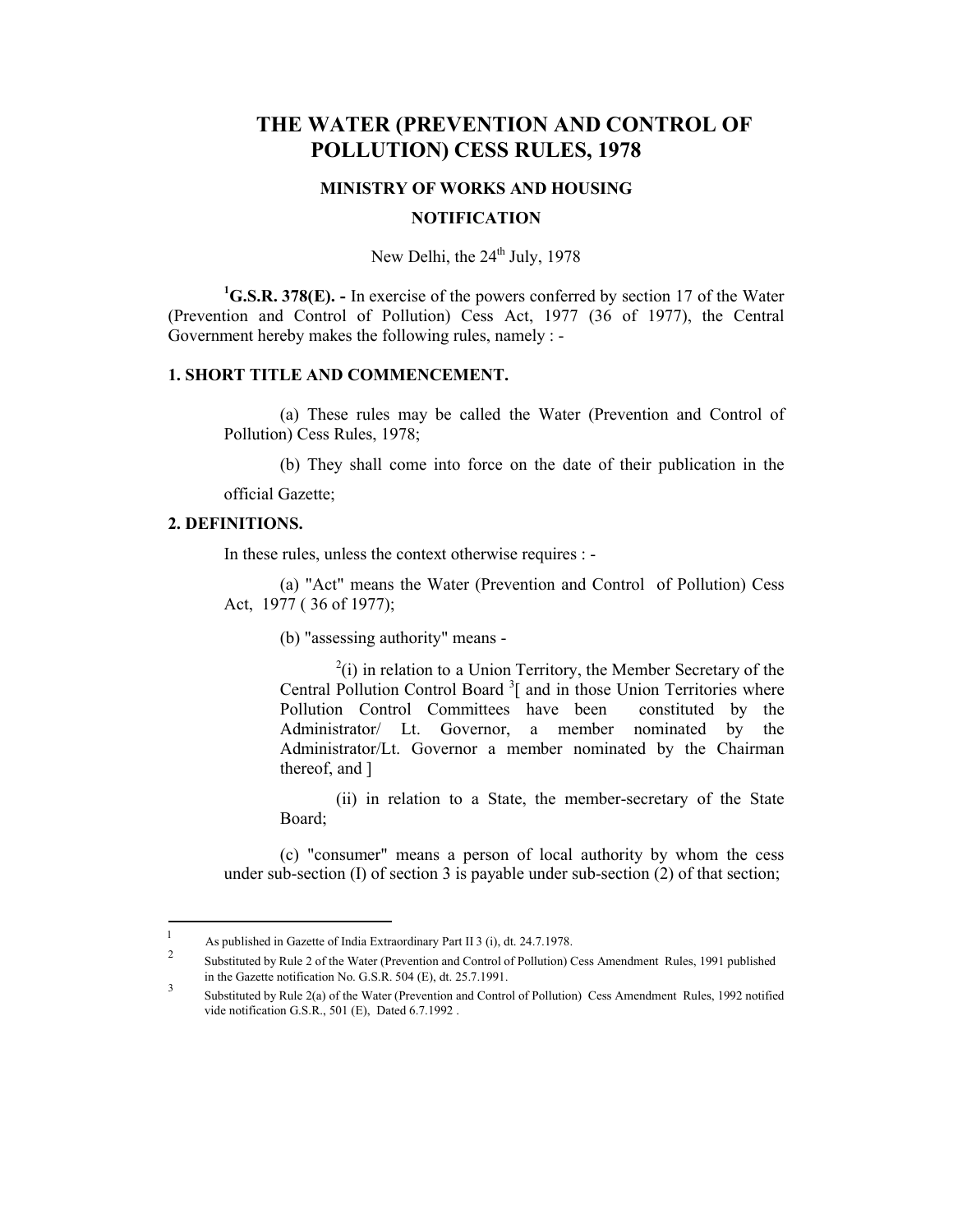# THE WATER (PREVENTION AND CONTROL OF POLLUTION) CESS RULES, 1978

### MINISTRY OF WORKS AND HOUSING

### NOTIFICATION

New Delhi, the 24th July, 1978

[1]**G.S.R. 378(E). -** In exercise of the powers conferred by section 17 of the Water (Prevention and Control of Pollution) Cess Act, 1977 (36 of 1977), the Central Government hereby makes the following rules, namely : -

**1. SHORT TITLE AND COMMENCEMENT.**

(a) These rules may be called the Water (Prevention and Control of Pollution) Cess Rules, 1978;

(b) They shall come into force on the date of their publication in the official Gazette;

**2. DEFINITIONS.**

In these rules, unless the context otherwise requires : -

(a) "Act" means the Water (Prevention and Control of Pollution) Cess Act, 1977 ( 36 of 1977);

(b) "assessing authority" means -

[2](i) in relation to a Union Territory, the Member Secretary of the Central Pollution Control Board [3][ and in those Union Territories where Pollution Control Committees have been constituted by the Administrator/ Lt. Governor, a member nominated by the Administrator/Lt. Governor a member nominated by the Chairman thereof, and ]

(ii) in relation to a State, the member-secretary of the State Board;

(c) "consumer" means a person of local authority by whom the cess under sub-section (I) of section 3 is payable under sub-section (2) of that section;

---

1 As published in Gazette of India Extraordinary Part II 3 (i), dt. 24.7.1978.

2 Substituted by Rule 2 of the Water (Prevention and Control of Pollution) Cess Amendment Rules, 1991 published in the Gazette notification No. G.S.R. 504 (E), dt. 25.7.1991.

3 Substituted by Rule 2(a) of the Water (Prevention and Control of Pollution) Cess Amendment Rules, 1992 notified vide notification G.S.R., 501 (E), Dated 6.7.1992 .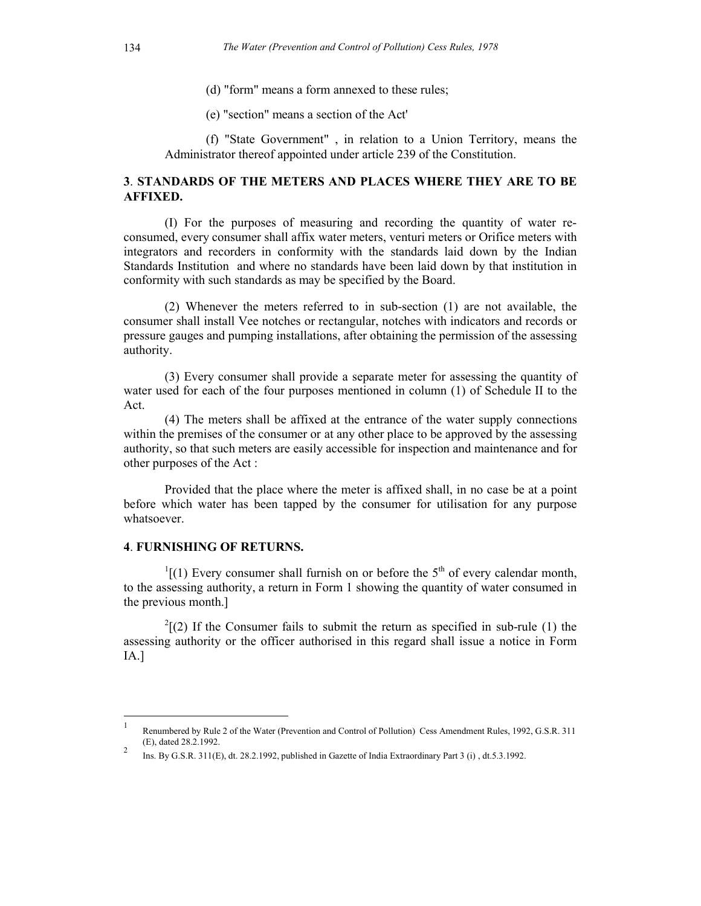(d) "form" means a form annexed to these rules;

(e) "section" means a section of the Act'

(f) "State Government" , in relation to a Union Territory, means the Administrator thereof appointed under article 239 of the Constitution.

### 3. STANDARDS OF THE METERS AND PLACES WHERE THEY ARE TO BE AFFIXED.

(I) For the purposes of measuring and recording the quantity of water re-consumed, every consumer shall affix water meters, venturi meters or Orifice meters with integrators and recorders in conformity with the standards laid down by the Indian Standards Institution and where no standards have been laid down by that institution in conformity with such standards as may be specified by the Board.

(2) Whenever the meters referred to in sub-section (1) are not available, the consumer shall install Vee notches or rectangular, notches with indicators and records or pressure gauges and pumping installations, after obtaining the permission of the assessing authority.

(3) Every consumer shall provide a separate meter for assessing the quantity of water used for each of the four purposes mentioned in column (1) of Schedule II to the Act.

(4) The meters shall be affixed at the entrance of the water supply connections within the premises of the consumer or at any other place to be approved by the assessing authority, so that such meters are easily accessible for inspection and maintenance and for other purposes of the Act :

Provided that the place where the meter is affixed shall, in no case be at a point before which water has been tapped by the consumer for utilisation for any purpose whatsoever.

### 4. FURNISHING OF RETURNS.

[1][(1) Every consumer shall furnish on or before the 5th of every calendar month, to the assessing authority, a return in Form 1 showing the quantity of water consumed in the previous month.]

[2][(2) If the Consumer fails to submit the return as specified in sub-rule (1) the assessing authority or the officer authorised in this regard shall issue a notice in Form IA.]

---

1 Renumbered by Rule 2 of the Water (Prevention and Control of Pollution) Cess Amendment Rules, 1992, G.S.R. 311 (E), dated 28.2.1992.

2 Ins. By G.S.R. 311(E), dt. 28.2.1992, published in Gazette of India Extraordinary Part 3 (i) , dt.5.3.1992.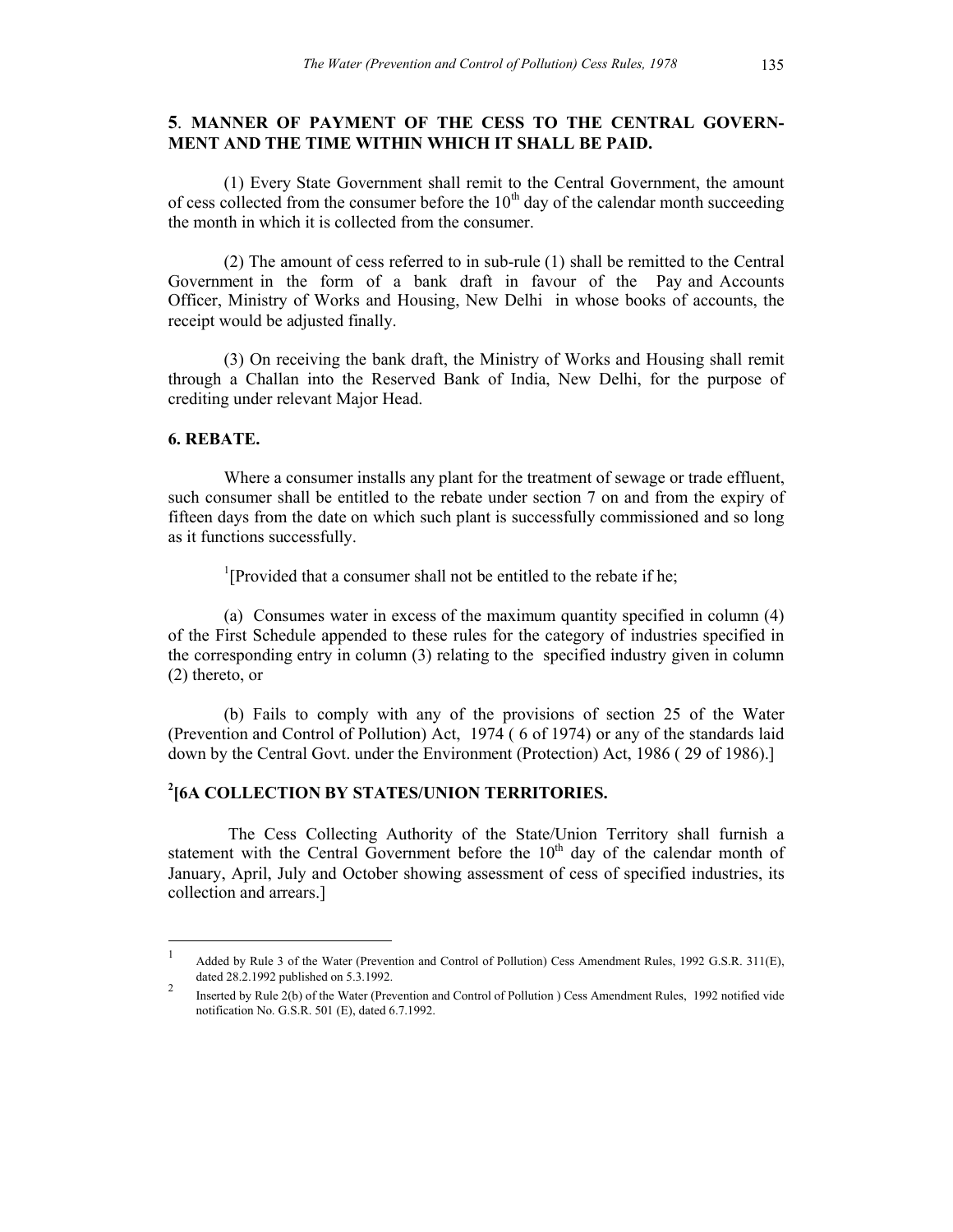## **5**. **MANNER OF PAYMENT OF THE CESS TO THE CENTRAL GOVERNMENT AND THE TIME WITHIN WHICH IT SHALL BE PAID.**

(1) Every State Government shall remit to the Central Government, the amount of cess collected from the consumer before the 10th day of the calendar month succeeding the month in which it is collected from the consumer.

(2) The amount of cess referred to in sub-rule (1) shall be remitted to the Central Government in the form of a bank draft in favour of the Pay and Accounts Officer, Ministry of Works and Housing, New Delhi in whose books of accounts, the receipt would be adjusted finally.

(3) On receiving the bank draft, the Ministry of Works and Housing shall remit through a Challan into the Reserved Bank of India, New Delhi, for the purpose of crediting under relevant Major Head.

## **6. REBATE.**

Where a consumer installs any plant for the treatment of sewage or trade effluent, such consumer shall be entitled to the rebate under section 7 on and from the expiry of fifteen days from the date on which such plant is successfully commissioned and so long as it functions successfully.

[1][Provided that a consumer shall not be entitled to the rebate if he;

(a) Consumes water in excess of the maximum quantity specified in column (4) of the First Schedule appended to these rules for the category of industries specified in the corresponding entry in column (3) relating to the specified industry given in column (2) thereto, or

(b) Fails to comply with any of the provisions of section 25 of the Water (Prevention and Control of Pollution) Act, 1974 ( 6 of 1974) or any of the standards laid down by the Central Govt. under the Environment (Protection) Act, 1986 ( 29 of 1986).]

## [2][**6A COLLECTION BY STATES/UNION TERRITORIES.**

The Cess Collecting Authority of the State/Union Territory shall furnish a statement with the Central Government before the 10th day of the calendar month of January, April, July and October showing assessment of cess of specified industries, its collection and arrears.]

---

[1] Added by Rule 3 of the Water (Prevention and Control of Pollution) Cess Amendment Rules, 1992 G.S.R. 311(E), dated 28.2.1992 published on 5.3.1992.

[2] Inserted by Rule 2(b) of the Water (Prevention and Control of Pollution ) Cess Amendment Rules, 1992 notified vide notification No. G.S.R. 501 (E), dated 6.7.1992.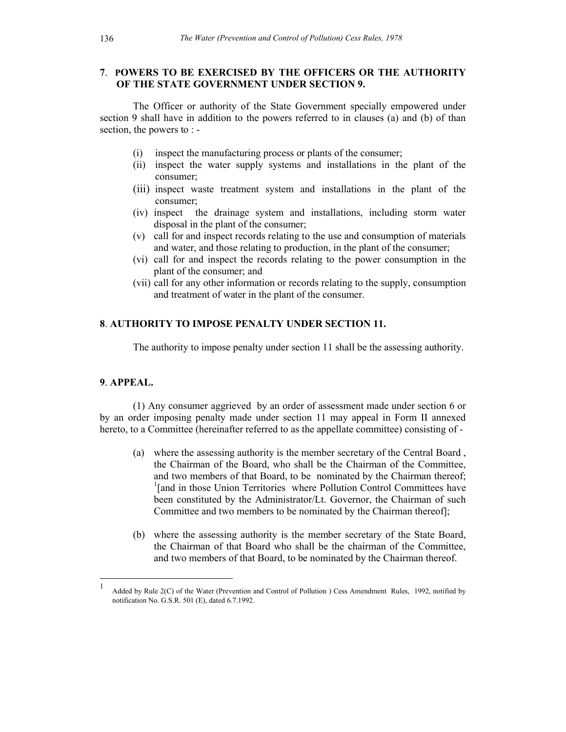## 7. POWERS TO BE EXERCISED BY THE OFFICERS OR THE AUTHORITY OF THE STATE GOVERNMENT UNDER SECTION 9.

The Officer or authority of the State Government specially empowered under section 9 shall have in addition to the powers referred to in clauses (a) and (b) of than section, the powers to : -

- (i) inspect the manufacturing process or plants of the consumer;
- (ii) inspect the water supply systems and installations in the plant of the consumer;
- (iii) inspect waste treatment system and installations in the plant of the consumer;
- (iv) inspect the drainage system and installations, including storm water disposal in the plant of the consumer;
- (v) call for and inspect records relating to the use and consumption of materials and water, and those relating to production, in the plant of the consumer;
- (vi) call for and inspect the records relating to the power consumption in the plant of the consumer; and
- (vii) call for any other information or records relating to the supply, consumption and treatment of water in the plant of the consumer.

## 8. AUTHORITY TO IMPOSE PENALTY UNDER SECTION 11.

The authority to impose penalty under section 11 shall be the assessing authority.

## 9. APPEAL.

(1) Any consumer aggrieved by an order of assessment made under section 6 or by an order imposing penalty made under section 11 may appeal in Form II annexed hereto, to a Committee (hereinafter referred to as the appellate committee) consisting of -

- (a) where the assessing authority is the member secretary of the Central Board , the Chairman of the Board, who shall be the Chairman of the Committee, and two members of that Board, to be nominated by the Chairman thereof; [1][and in those Union Territories where Pollution Control Committees have been constituted by the Administrator/Lt. Governor, the Chairman of such Committee and two members to be nominated by the Chairman thereof];
- (b) where the assessing authority is the member secretary of the State Board, the Chairman of that Board who shall be the chairman of the Committee, and two members of that Board, to be nominated by the Chairman thereof.

---

[1] Added by Rule 2(C) of the Water (Prevention and Control of Pollution ) Cess Amendment Rules, 1992, notified by notification No. G.S.R. 501 (E), dated 6.7.1992.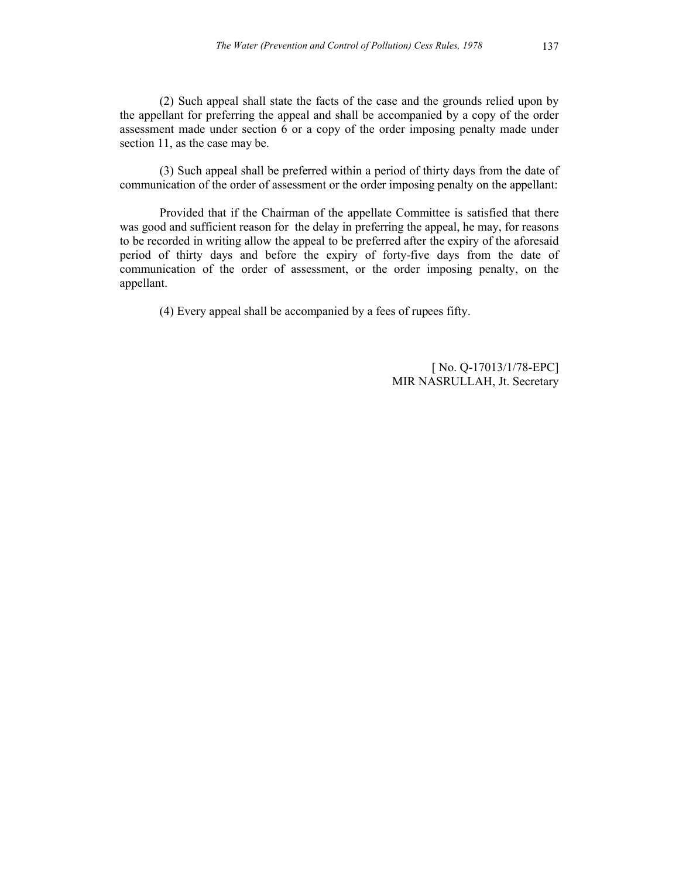(2) Such appeal shall state the facts of the case and the grounds relied upon by the appellant for preferring the appeal and shall be accompanied by a copy of the order assessment made under section 6 or a copy of the order imposing penalty made under section 11, as the case may be.

(3) Such appeal shall be preferred within a period of thirty days from the date of communication of the order of assessment or the order imposing penalty on the appellant:

Provided that if the Chairman of the appellate Committee is satisfied that there was good and sufficient reason for the delay in preferring the appeal, he may, for reasons to be recorded in writing allow the appeal to be preferred after the expiry of the aforesaid period of thirty days and before the expiry of forty-five days from the date of communication of the order of assessment, or the order imposing penalty, on the appellant.

(4) Every appeal shall be accompanied by a fees of rupees fifty.

[ No. Q-17013/1/78-EPC]
MIR NASRULLAH, Jt. Secretary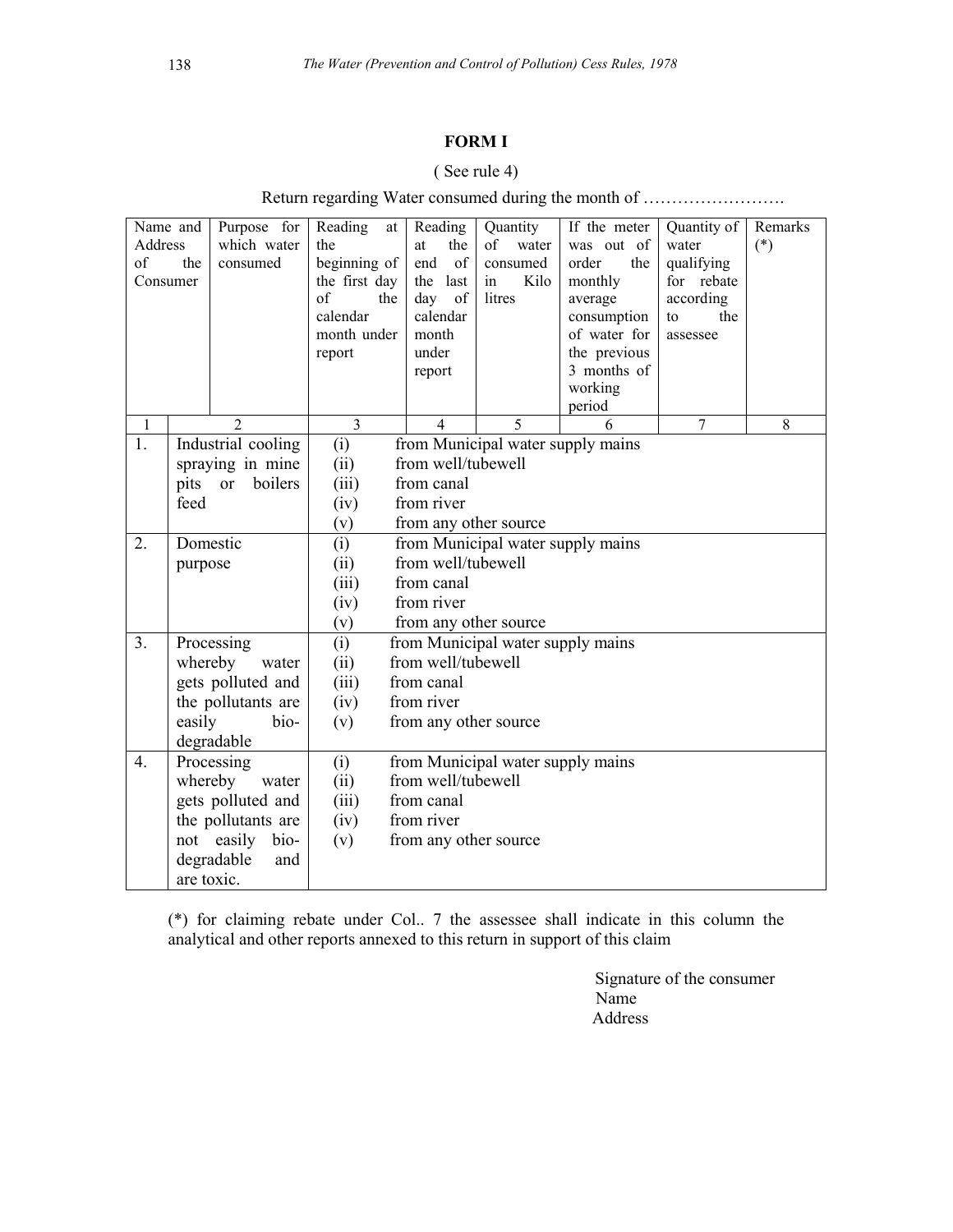## FORM I

( See rule 4)

Return regarding Water consumed during the month of …………………….

| Name and Address of the Consumer | Purpose for which water consumed | Reading at the beginning of the first day of the calendar month under report | Reading at the end of the last day of calendar month under report | Quantity of water consumed in Kilo litres | If the meter was out of order the monthly average consumption of water for the previous 3 months of working period | Quantity of water qualifying for rebate according to the assessee | Remarks (*) |
|---|---|---|---|---|---|---|---|
| 1 | 2 | 3 | 4 | 5 | 6 | 7 | 8 |
| 1. | Industrial cooling spraying in mine pits or boilers feed | (i) from Municipal water supply mains<br>(ii) from well/tubewell<br>(iii) from canal<br>(iv) from river<br>(v) from any other source | | | | | |
| 2. | Domestic purpose | (i) from Municipal water supply mains<br>(ii) from well/tubewell<br>(iii) from canal<br>(iv) from river<br>(v) from any other source | | | | | |
| 3. | Processing whereby water gets polluted and the pollutants are easily bio-degradable | (i) from Municipal water supply mains<br>(ii) from well/tubewell<br>(iii) from canal<br>(iv) from river<br>(v) from any other source | | | | | |
| 4. | Processing whereby water gets polluted and the pollutants are not easily bio-degradable and are toxic. | (i) from Municipal water supply mains<br>(ii) from well/tubewell<br>(iii) from canal<br>(iv) from river<br>(v) from any other source | | | | | |

(*) for claiming rebate under Col.. 7 the assessee shall indicate in this column the analytical and other reports annexed to this return in support of this claim

Signature of the consumer
Name
Address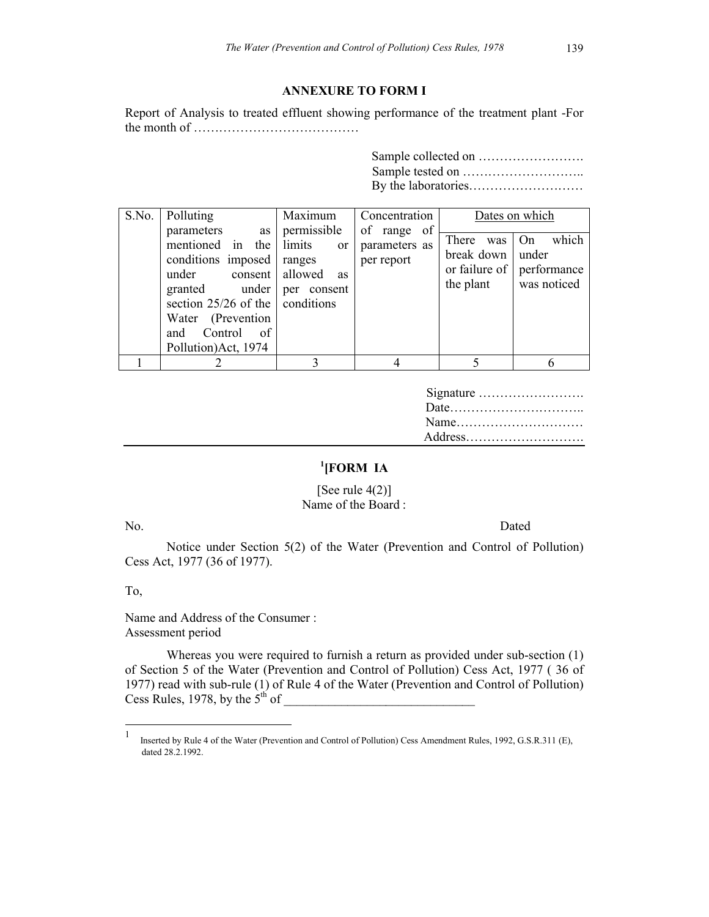## ANNEXURE TO FORM I

Report of Analysis to treated effluent showing performance of the treatment plant -For the month of ……………………………………

Sample collected on …………………….
Sample tested on ………………………..
By the laboratories………………………

| S.No. | Polluting parameters as mentioned in the conditions imposed under consent granted under section 25/26 of the Water (Prevention and Control of Pollution)Act, 1974 | Maximum permissible limits or ranges allowed as per consent conditions | Concentration of range of parameters as per report | Dates on which | |
|---|---|---|---|---|---|
| | | | | There was break down or failure of the plant | On which under performance was noticed |
| 1 | 2 | 3 | 4 | 5 | 6 |

Signature …………………….
Date…………………………..
Name…………………………
Address……………………….

## [1][FORM IA

[See rule 4(2)]
Name of the Board :

No. Dated

Notice under Section 5(2) of the Water (Prevention and Control of Pollution) Cess Act, 1977 (36 of 1977).

To,

Name and Address of the Consumer :
Assessment period

Whereas you were required to furnish a return as provided under sub-section (1) of Section 5 of the Water (Prevention and Control of Pollution) Cess Act, 1977 ( 36 of 1977) read with sub-rule (1) of Rule 4 of the Water (Prevention and Control of Pollution) Cess Rules, 1978, by the 5th of ______________________________

---

1 Inserted by Rule 4 of the Water (Prevention and Control of Pollution) Cess Amendment Rules, 1992, G.S.R.311 (E), dated 28.2.1992.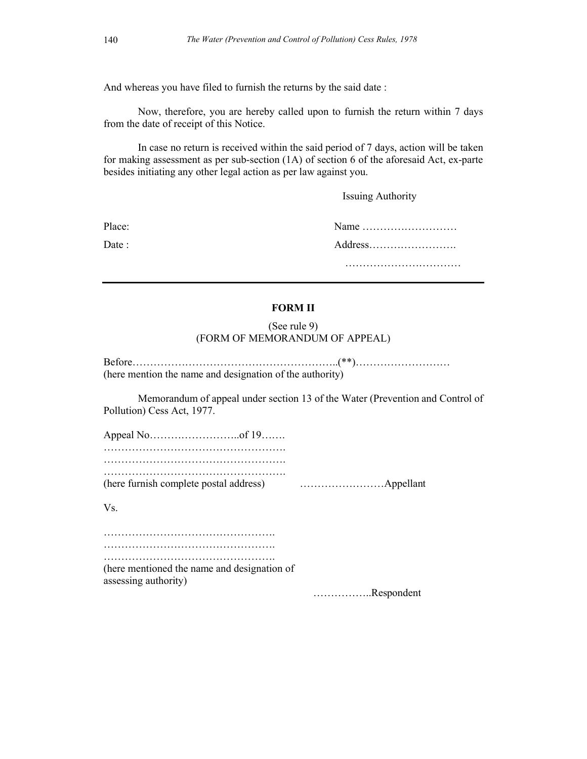And whereas you have filed to furnish the returns by the said date :

Now, therefore, you are hereby called upon to furnish the return within 7 days from the date of receipt of this Notice.

In case no return is received within the said period of 7 days, action will be taken for making assessment as per sub-section (1A) of section 6 of the aforesaid Act, ex-parte besides initiating any other legal action as per law against you.

Issuing Authority

Place: Name ………………………

Date : Address…………………….

……………………………

---

## FORM II

(See rule 9)
(FORM OF MEMORANDUM OF APPEAL)

Before…………………………………………………..(**)………………………
(here mention the name and designation of the authority)

Memorandum of appeal under section 13 of the Water (Prevention and Control of Pollution) Cess Act, 1977.

Appeal No……………………..of 19…….
…………………………………………….
…………………………………………….
…………………………………………….
(here furnish complete postal address) ……………………Appellant

Vs.

………………………………………….
………………………………………….
………………………………………….
(here mentioned the name and designation of assessing authority)

……………..Respondent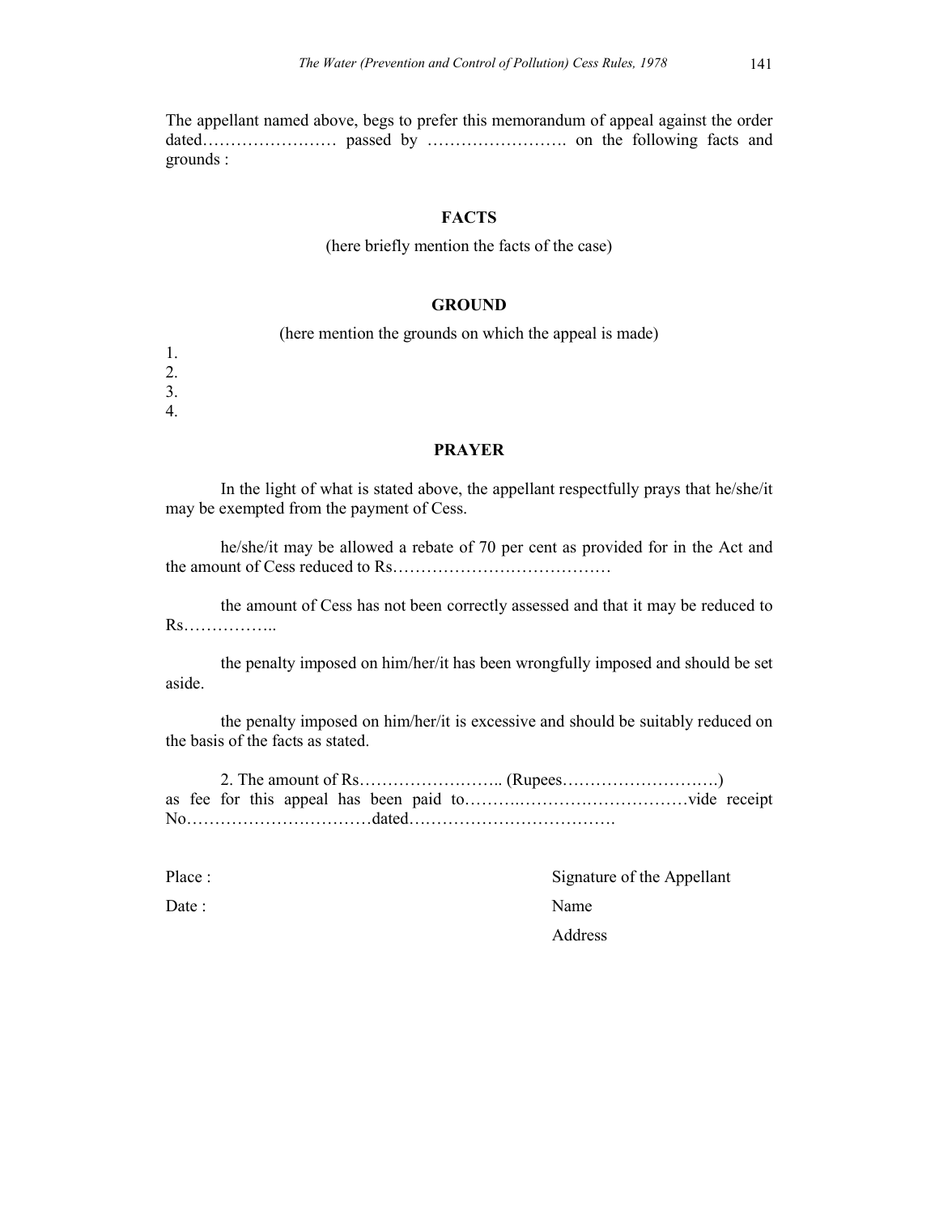The appellant named above, begs to prefer this memorandum of appeal against the order dated…………………… passed by ……………………. on the following facts and grounds :

**FACTS**

(here briefly mention the facts of the case)

**GROUND**

(here mention the grounds on which the appeal is made)

1.
2.
3.
4.

**PRAYER**

In the light of what is stated above, the appellant respectfully prays that he/she/it may be exempted from the payment of Cess.

he/she/it may be allowed a rebate of 70 per cent as provided for in the Act and the amount of Cess reduced to Rs…………………………………

the amount of Cess has not been correctly assessed and that it may be reduced to Rs……………..

the penalty imposed on him/her/it has been wrongfully imposed and should be set aside.

the penalty imposed on him/her/it is excessive and should be suitably reduced on the basis of the facts as stated.

2. The amount of Rs…………………….. (Rupees……………………….) as fee for this appeal has been paid to……….……………………………vide receipt No……………………………dated……………………………….

Place :

Date :

Signature of the Appellant

Name

Address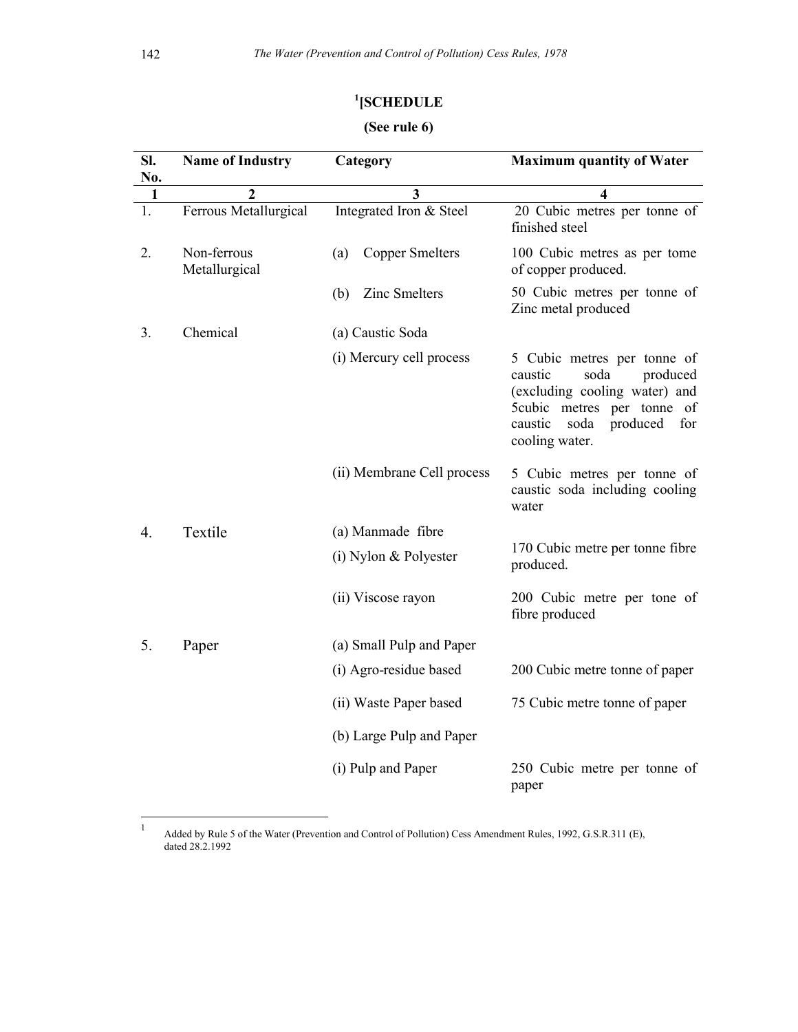## [1][SCHEDULE

**(See rule 6)**

| Sl. No. | Name of Industry | Category | Maximum quantity of Water |
|---|---|---|---|
| 1 | 2 | 3 | 4 |
| 1. | Ferrous Metallurgical | Integrated Iron & Steel | 20 Cubic metres per tonne of finished steel |
| 2. | Non-ferrous Metallurgical | (a) Copper Smelters | 100 Cubic metres as per tome of copper produced. |
| | | (b) Zinc Smelters | 50 Cubic metres per tonne of Zinc metal produced |
| 3. | Chemical | (a) Caustic Soda | |
| | | (i) Mercury cell process | 5 Cubic metres per tonne of caustic soda produced (excluding cooling water) and 5cubic metres per tonne of caustic soda produced for cooling water. |
| | | (ii) Membrane Cell process | 5 Cubic metres per tonne of caustic soda including cooling water |
| 4. | Textile | (a) Manmade fibre | |
| | | (i) Nylon & Polyester | 170 Cubic metre per tonne fibre produced. |
| | | (ii) Viscose rayon | 200 Cubic metre per tone of fibre produced |
| 5. | Paper | (a) Small Pulp and Paper | |
| | | (i) Agro-residue based | 200 Cubic metre tonne of paper |
| | | (ii) Waste Paper based | 75 Cubic metre tonne of paper |
| | | (b) Large Pulp and Paper | |
| | | (i) Pulp and Paper | 250 Cubic metre per tonne of paper |

---

[1] Added by Rule 5 of the Water (Prevention and Control of Pollution) Cess Amendment Rules, 1992, G.S.R.311 (E), dated 28.2.1992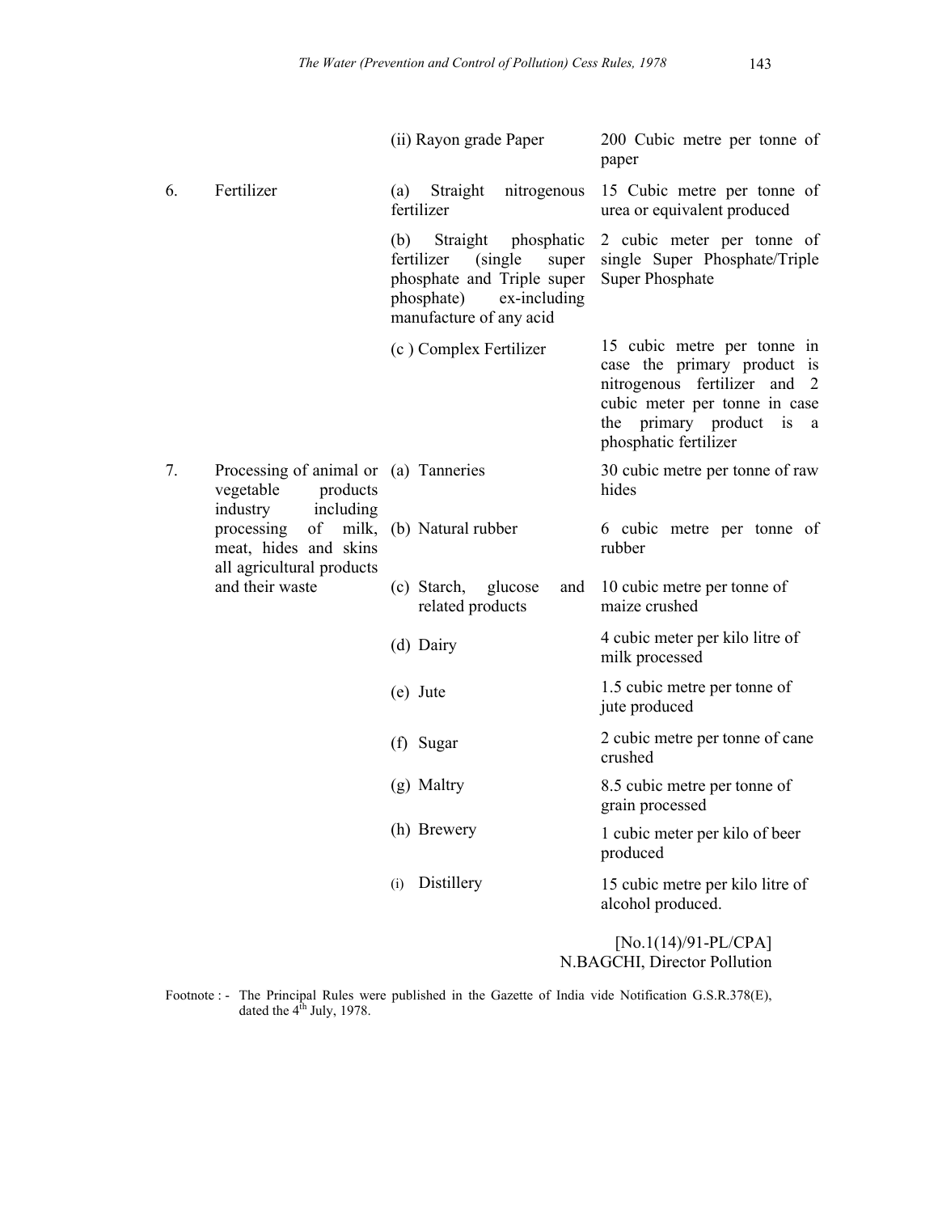| | | | |
|---|---|---|---|
| | | (ii) Rayon grade Paper | 200 Cubic metre per tonne of paper |
| 6. | Fertilizer | (a) Straight nitrogenous fertilizer | 15 Cubic metre per tonne of urea or equivalent produced |
| | | (b) Straight phosphatic fertilizer (single super phosphate and Triple super phosphate) ex-including manufacture of any acid | 2 cubic meter per tonne of single Super Phosphate/Triple Super Phosphate |
| | | (c ) Complex Fertilizer | 15 cubic metre per tonne in case the primary product is nitrogenous fertilizer and 2 cubic meter per tonne in case the primary product is a phosphatic fertilizer |
| 7. | Processing of animal or vegetable products industry including processing of milk, meat, hides and skins all agricultural products and their waste | (a) Tanneries | 30 cubic metre per tonne of raw hides |
| | | (b) Natural rubber | 6 cubic metre per tonne of rubber |
| | | (c) Starch, glucose and related products | 10 cubic metre per tonne of maize crushed |
| | | (d) Dairy | 4 cubic meter per kilo litre of milk processed |
| | | (e) Jute | 1.5 cubic metre per tonne of jute produced |
| | | (f) Sugar | 2 cubic metre per tonne of cane crushed |
| | | (g) Maltry | 8.5 cubic metre per tonne of grain processed |
| | | (h) Brewery | 1 cubic meter per kilo of beer produced |
| | | (i) Distillery | 15 cubic metre per kilo litre of alcohol produced. |

[No.1(14)/91-PL/CPA]
N.BAGCHI, Director Pollution

Footnote : - The Principal Rules were published in the Gazette of India vide Notification G.S.R.378(E), dated the 4[th] July, 1978.